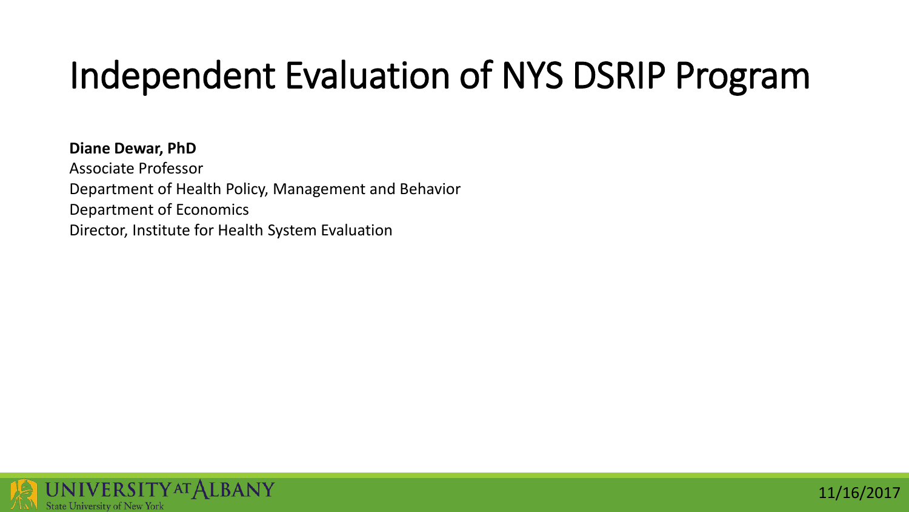# Independent Evaluation of NYS DSRIP Program

**Diane Dewar, PhD**
Associate Professor
Department of Health Policy, Management and Behavior
Department of Economics
Director, Institute for Health System Evaluation

UNIVERSITY AT ALBANY
State University of New York

11/16/2017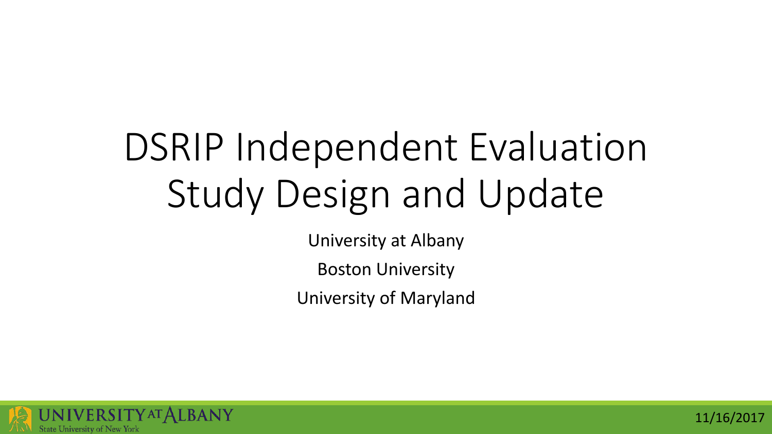# DSRIP Independent Evaluation Study Design and Update

University at Albany

Boston University

University of Maryland

11/16/2017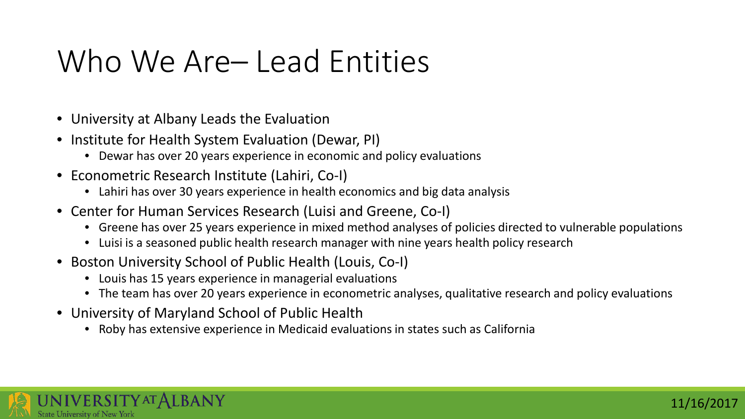# Who We Are– Lead Entities

- University at Albany Leads the Evaluation
- Institute for Health System Evaluation (Dewar, PI)
  - Dewar has over 20 years experience in economic and policy evaluations
- Econometric Research Institute (Lahiri, Co-I)
  - Lahiri has over 30 years experience in health economics and big data analysis
- Center for Human Services Research (Luisi and Greene, Co-I)
  - Greene has over 25 years experience in mixed method analyses of policies directed to vulnerable populations
  - Luisi is a seasoned public health research manager with nine years health policy research
- Boston University School of Public Health (Louis, Co-I)
  - Louis has 15 years experience in managerial evaluations
  - The team has over 20 years experience in econometric analyses, qualitative research and policy evaluations
- University of Maryland School of Public Health
  - Roby has extensive experience in Medicaid evaluations in states such as California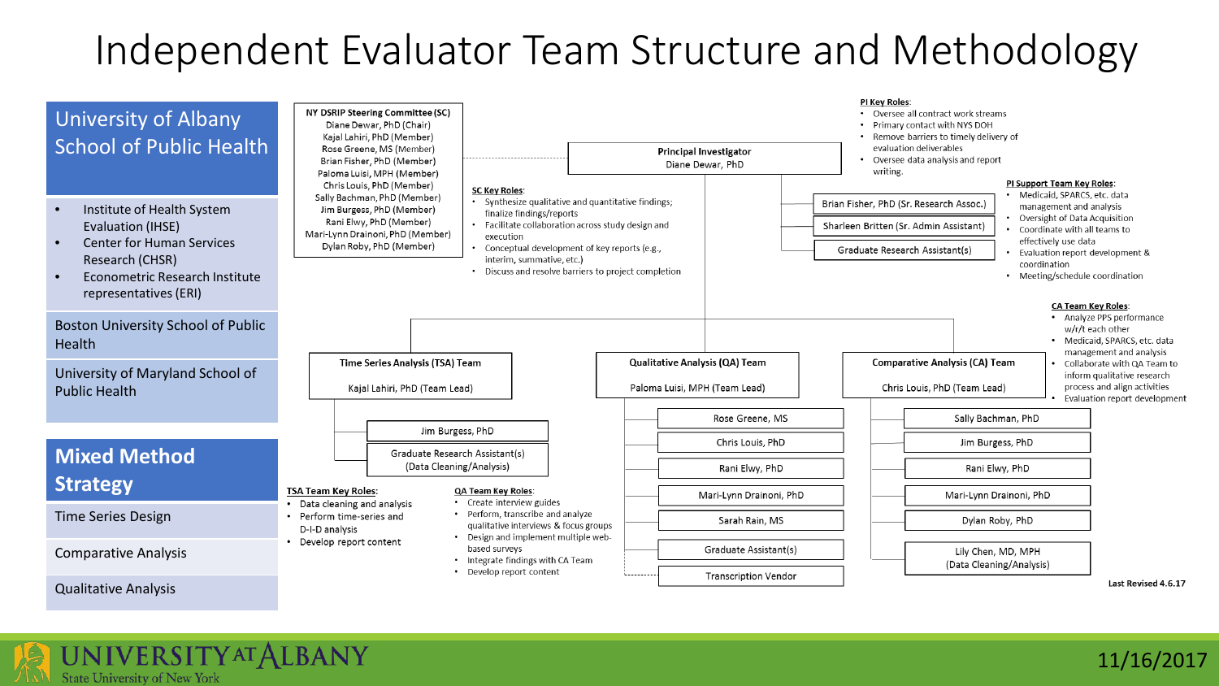# Independent Evaluator Team Structure and Methodology

## University of Albany School of Public Health

- Institute of Health System Evaluation (IHSE)
- Center for Human Services Research (CHSR)
- Econometric Research Institute representatives (ERI)

Boston University School of Public Health

University of Maryland School of Public Health

## Mixed Method Strategy

Time Series Design

Comparative Analysis

Qualitative Analysis

---

**NY DSRIP Steering Committee (SC)**
Diane Dewar, PhD (Chair)
Kajal Lahiri, PhD (Member)
Rose Greene, MS (Member)
Brian Fisher, PhD (Member)
Paloma Luisi, MPH (Member)
Chris Louis, PhD (Member)
Sally Bachman, PhD (Member)
Jim Burgess, PhD (Member)
Rani Elwy, PhD (Member)
Mari-Lynn Drainoni, PhD (Member)
Dylan Roby, PhD (Member)

**SC Key Roles**:
- Synthesize qualitative and quantitative findings; finalize findings/reports
- Facilitate collaboration across study design and execution
- Conceptual development of key reports (e.g., interim, summative, etc.)
- Discuss and resolve barriers to project completion

**Principal Investigator**
Diane Dewar, PhD

**PI Key Roles**:
- Oversee all contract work streams
- Primary contact with NYS DOH
- Remove barriers to timely delivery of evaluation deliverables
- Oversee data analysis and report writing.

PI Support Team:
- Brian Fisher, PhD (Sr. Research Assoc.)
- Sharleen Britten (Sr. Admin Assistant)
- Graduate Research Assistant(s)

**PI Support Team Key Roles**:
- Medicaid, SPARCS, etc. data management and analysis
- Oversight of Data Acquisition
- Coordinate with all teams to effectively use data
- Evaluation report development & coordination
- Meeting/schedule coordination

**Time Series Analysis (TSA) Team**
Kajal Lahiri, PhD (Team Lead)
- Jim Burgess, PhD
- Graduate Research Assistant(s) (Data Cleaning/Analysis)

**TSA Team Key Roles**:
- Data cleaning and analysis
- Perform time-series and D-I-D analysis
- Develop report content

**Qualitative Analysis (QA) Team**
Paloma Luisi, MPH (Team Lead)
- Rose Greene, MS
- Chris Louis, PhD
- Rani Elwy, PhD
- Mari-Lynn Drainoni, PhD
- Sarah Rain, MS
- Graduate Assistant(s)
- Transcription Vendor

**QA Team Key Roles**:
- Create interview guides
- Perform, transcribe and analyze qualitative interviews & focus groups
- Design and implement multiple web-based surveys
- Integrate findings with CA Team
- Develop report content

**Comparative Analysis (CA) Team**
Chris Louis, PhD (Team Lead)
- Sally Bachman, PhD
- Jim Burgess, PhD
- Rani Elwy, PhD
- Mari-Lynn Drainoni, PhD
- Dylan Roby, PhD
- Lily Chen, MD, MPH (Data Cleaning/Analysis)

**CA Team Key Roles**:
- Analyze PPS performance w/r/t each other
- Medicaid, SPARCS, etc. data management and analysis
- Collaborate with QA Team to inform qualitative research process and align activities
- Evaluation report development

Last Revised 4.6.17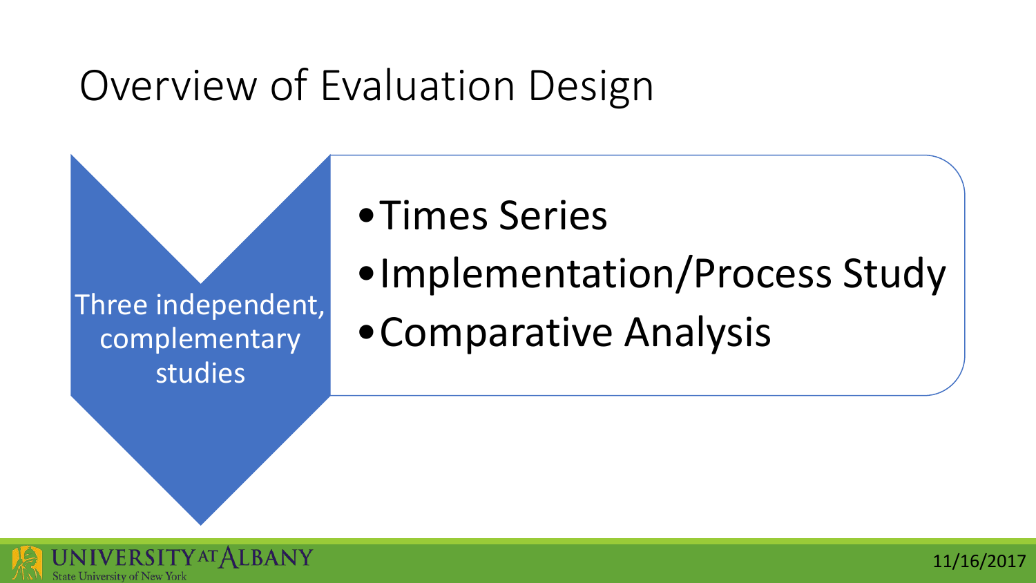# Overview of Evaluation Design

Three independent, complementary studies

- Times Series
- Implementation/Process Study
- Comparative Analysis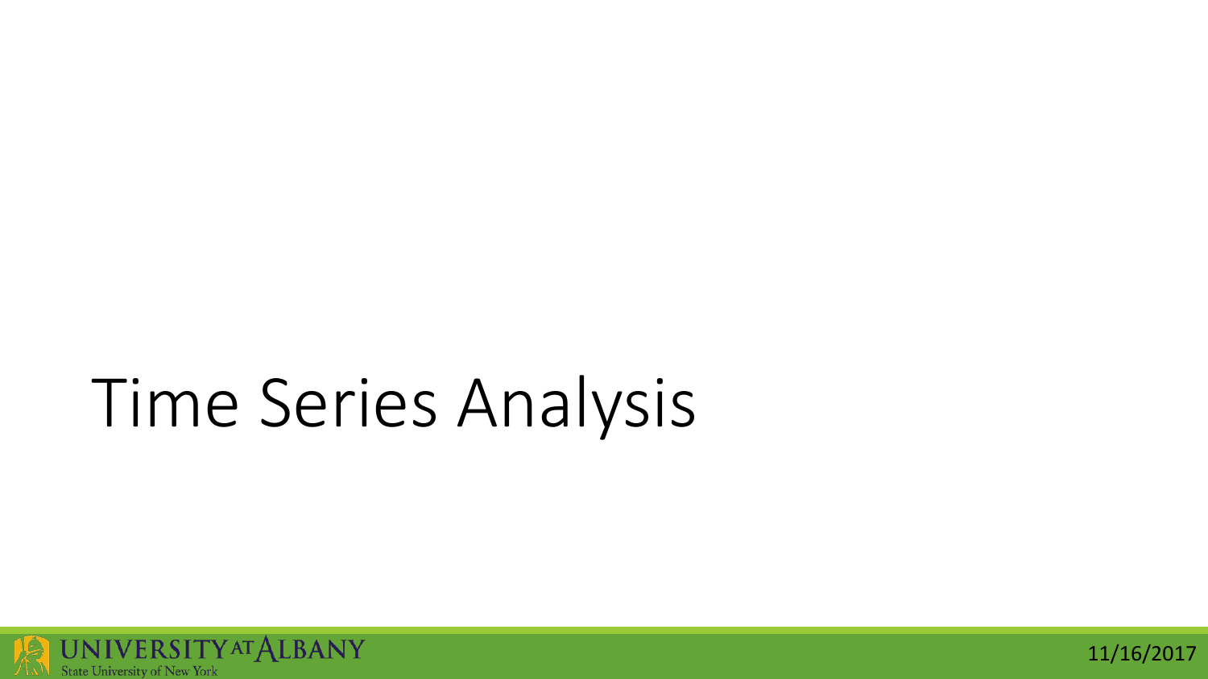# Time Series Analysis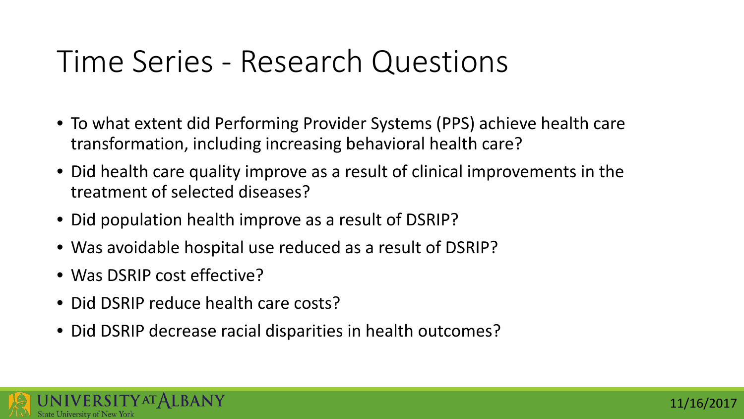# Time Series - Research Questions

- To what extent did Performing Provider Systems (PPS) achieve health care transformation, including increasing behavioral health care?
- Did health care quality improve as a result of clinical improvements in the treatment of selected diseases?
- Did population health improve as a result of DSRIP?
- Was avoidable hospital use reduced as a result of DSRIP?
- Was DSRIP cost effective?
- Did DSRIP reduce health care costs?
- Did DSRIP decrease racial disparities in health outcomes?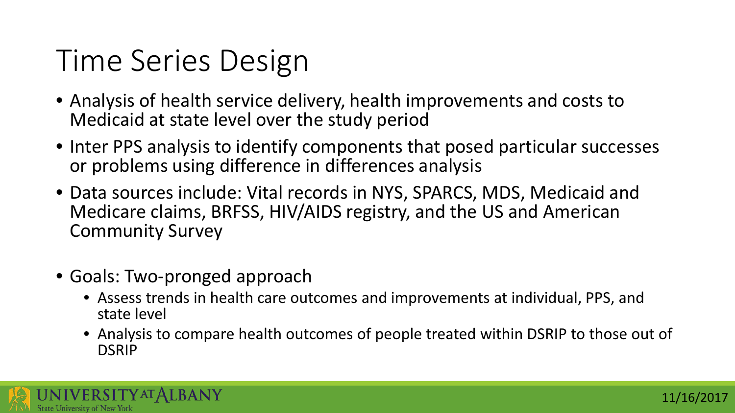# Time Series Design

- Analysis of health service delivery, health improvements and costs to Medicaid at state level over the study period
- Inter PPS analysis to identify components that posed particular successes or problems using difference in differences analysis
- Data sources include: Vital records in NYS, SPARCS, MDS, Medicaid and Medicare claims, BRFSS, HIV/AIDS registry, and the US and American Community Survey
- Goals: Two-pronged approach
  - Assess trends in health care outcomes and improvements at individual, PPS, and state level
  - Analysis to compare health outcomes of people treated within DSRIP to those out of DSRIP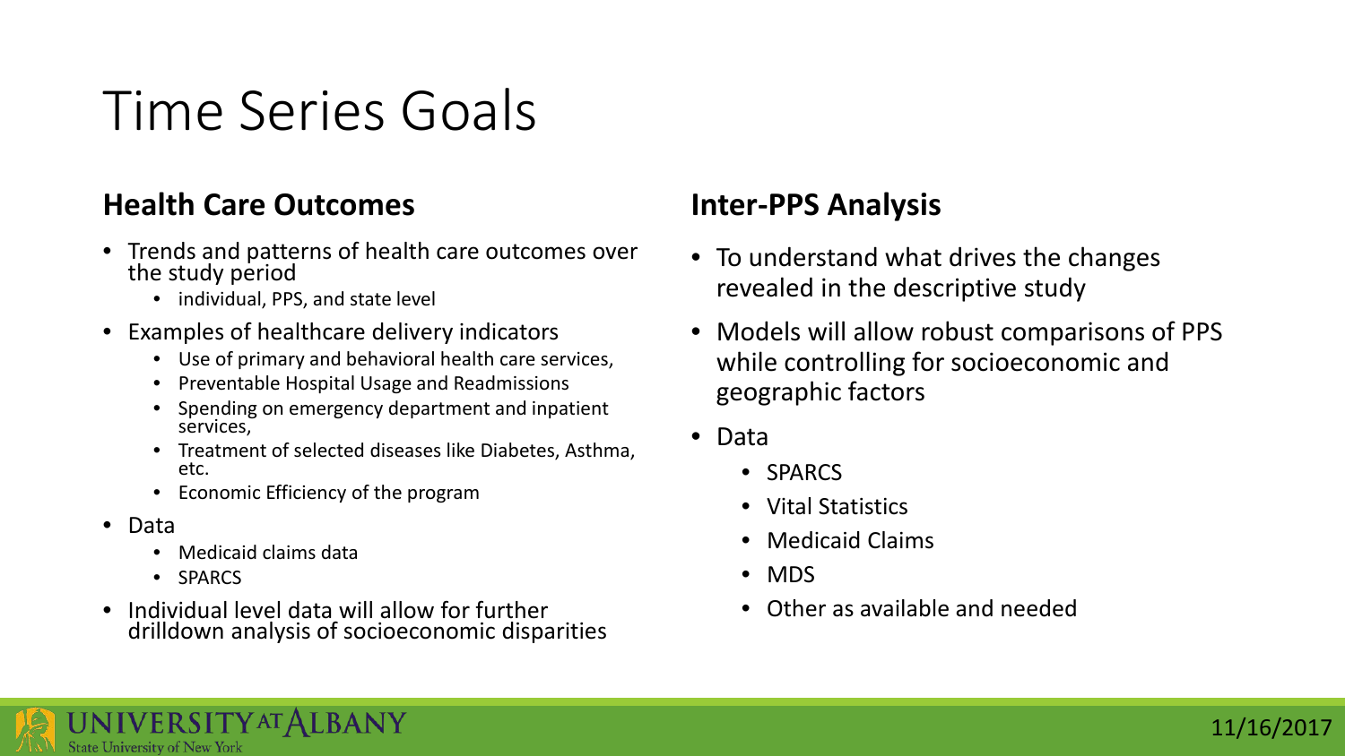# Time Series Goals

## Health Care Outcomes

- Trends and patterns of health care outcomes over the study period
  - individual, PPS, and state level
- Examples of healthcare delivery indicators
  - Use of primary and behavioral health care services,
  - Preventable Hospital Usage and Readmissions
  - Spending on emergency department and inpatient services,
  - Treatment of selected diseases like Diabetes, Asthma, etc.
  - Economic Efficiency of the program
- Data
  - Medicaid claims data
  - SPARCS
- Individual level data will allow for further drilldown analysis of socioeconomic disparities

## Inter-PPS Analysis

- To understand what drives the changes revealed in the descriptive study
- Models will allow robust comparisons of PPS while controlling for socioeconomic and geographic factors
- Data
  - SPARCS
  - Vital Statistics
  - Medicaid Claims
  - MDS
  - Other as available and needed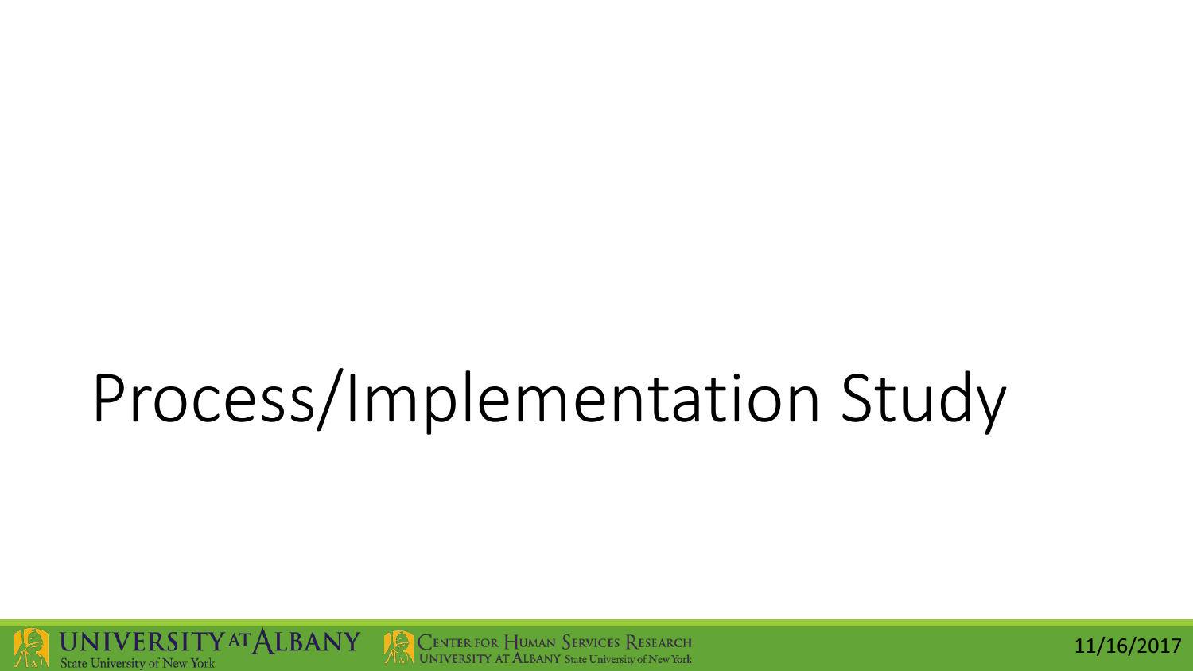# Process/Implementation Study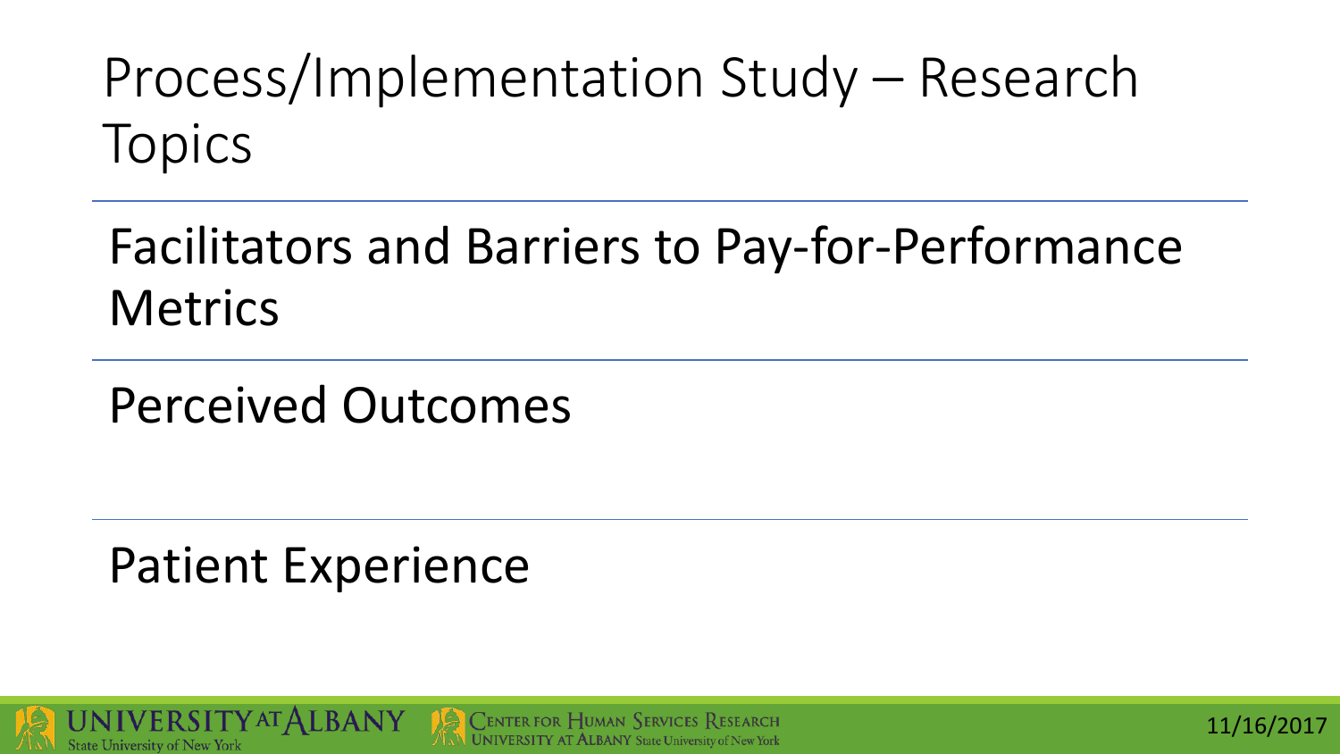# Process/Implementation Study – Research Topics

Facilitators and Barriers to Pay-for-Performance Metrics

Perceived Outcomes

Patient Experience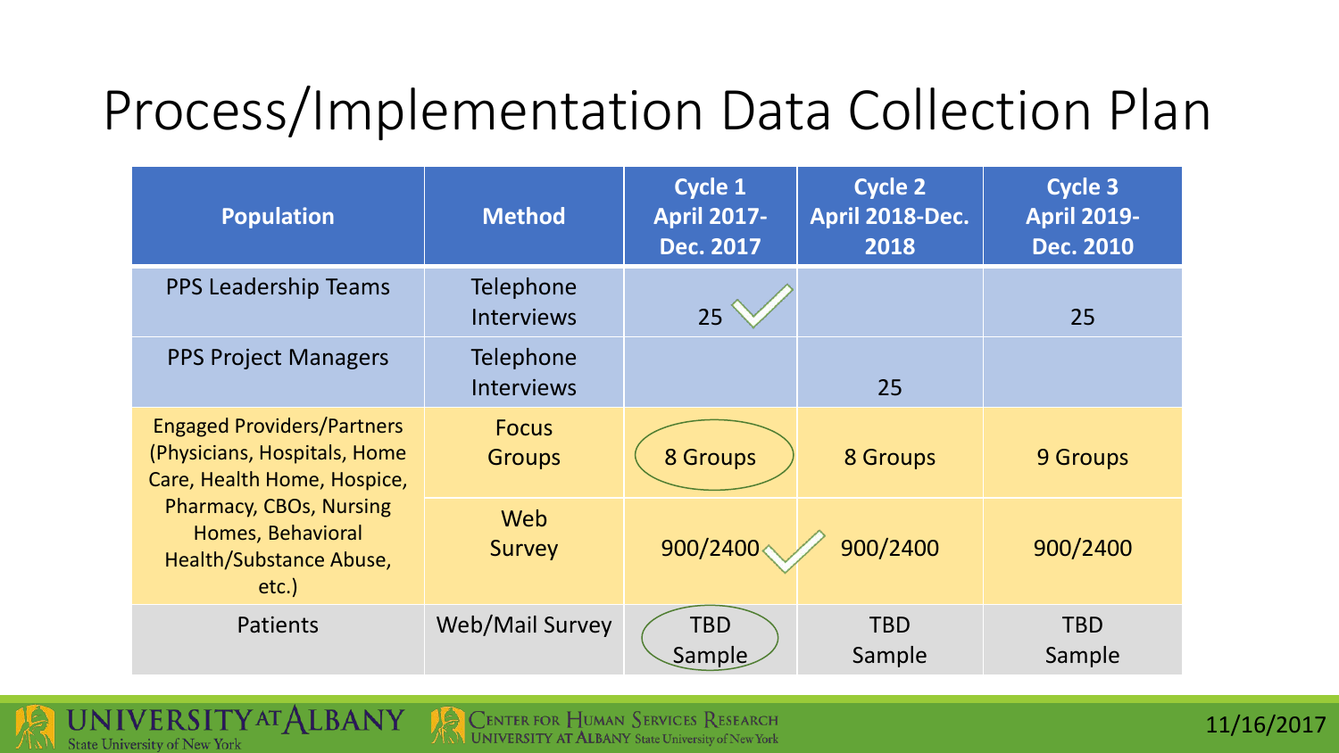# Process/Implementation Data Collection Plan

| Population | Method | Cycle 1 April 2017-Dec. 2017 | Cycle 2 April 2018-Dec. 2018 | Cycle 3 April 2019-Dec. 2010 |
|---|---|---|---|---|
| PPS Leadership Teams | Telephone Interviews | 25 ✓ | | 25 |
| PPS Project Managers | Telephone Interviews | | 25 | |
| Engaged Providers/Partners (Physicians, Hospitals, Home Care, Health Home, Hospice, Pharmacy, CBOs, Nursing Homes, Behavioral Health/Substance Abuse, etc.) | Focus Groups | 8 Groups | 8 Groups | 9 Groups |
| | Web Survey | 900/2400 ✓ | 900/2400 | 900/2400 |
| Patients | Web/Mail Survey | TBD Sample | TBD Sample | TBD Sample |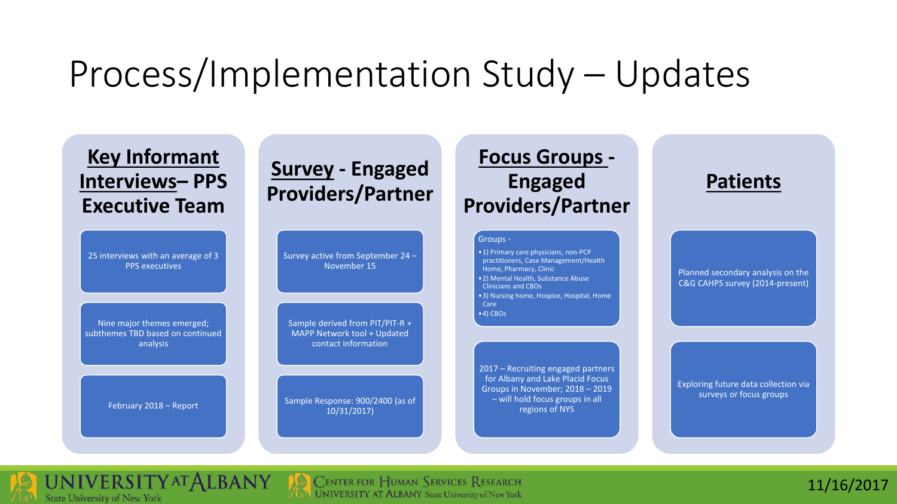# Process/Implementation Study – Updates

## Key Informant Interviews– PPS Executive Team

- 25 interviews with an average of 3 PPS executives
- Nine major themes emerged; subthemes TBD based on continued analysis
- February 2018 – Report

## Survey - Engaged Providers/Partner

- Survey active from September 24 – November 15
- Sample derived from PIT/PIT-R + MAPP Network tool + Updated contact information
- Sample Response: 900/2400 (as of 10/31/2017)

## Focus Groups - Engaged Providers/Partner

Groups -

- 1) Primary care physicians, non-PCP practitioners, Case Management/Health Home, Pharmacy, Clinic
- 2) Mental Health, Substance Abuse Clinicians and CBOs
- 3) Nursing home, Hospice, Hospital, Home Care
- 4) CBOs

2017 – Recruiting engaged partners for Albany and Lake Placid Focus Groups in November; 2018 – 2019 – will hold focus groups in all regions of NYS

## Patients

- Planned secondary analysis on the C&G CAHPS survey (2014-present)
- Exploring future data collection via surveys or focus groups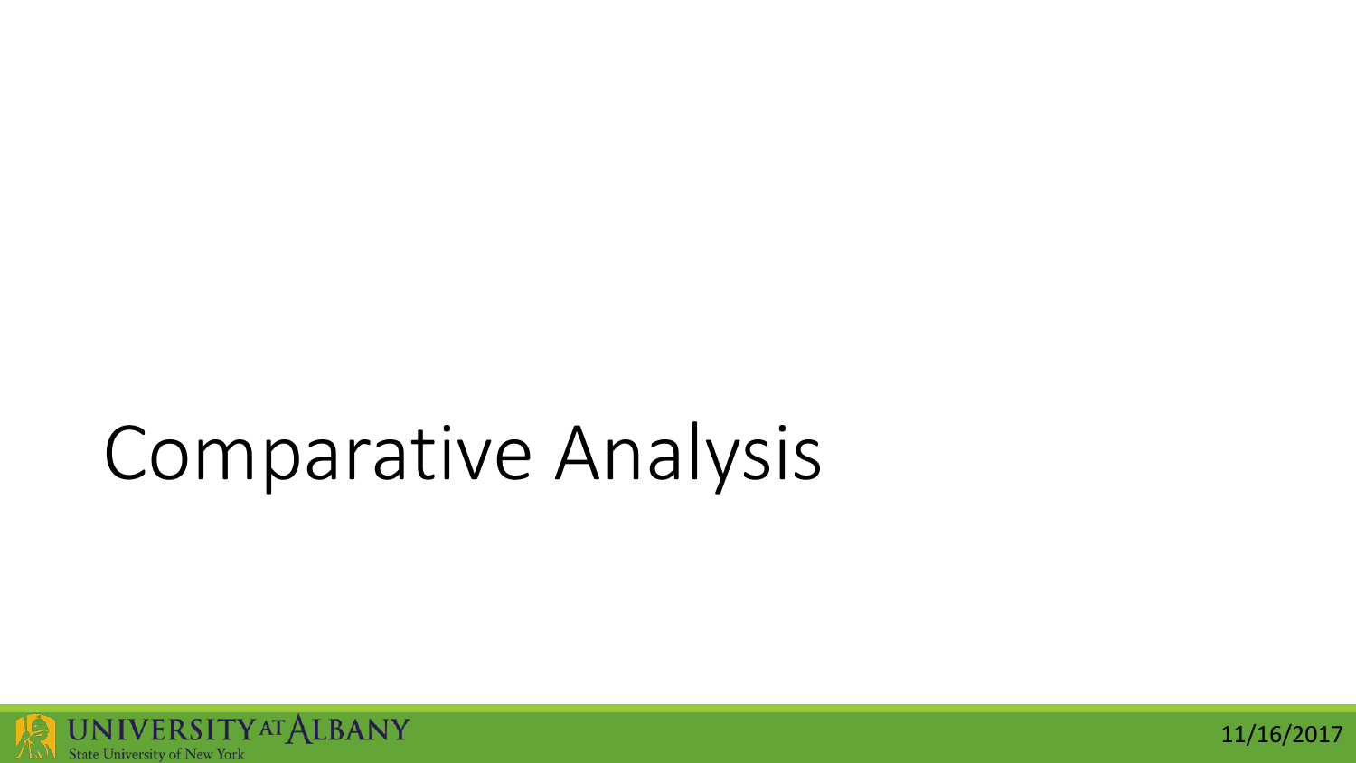# Comparative Analysis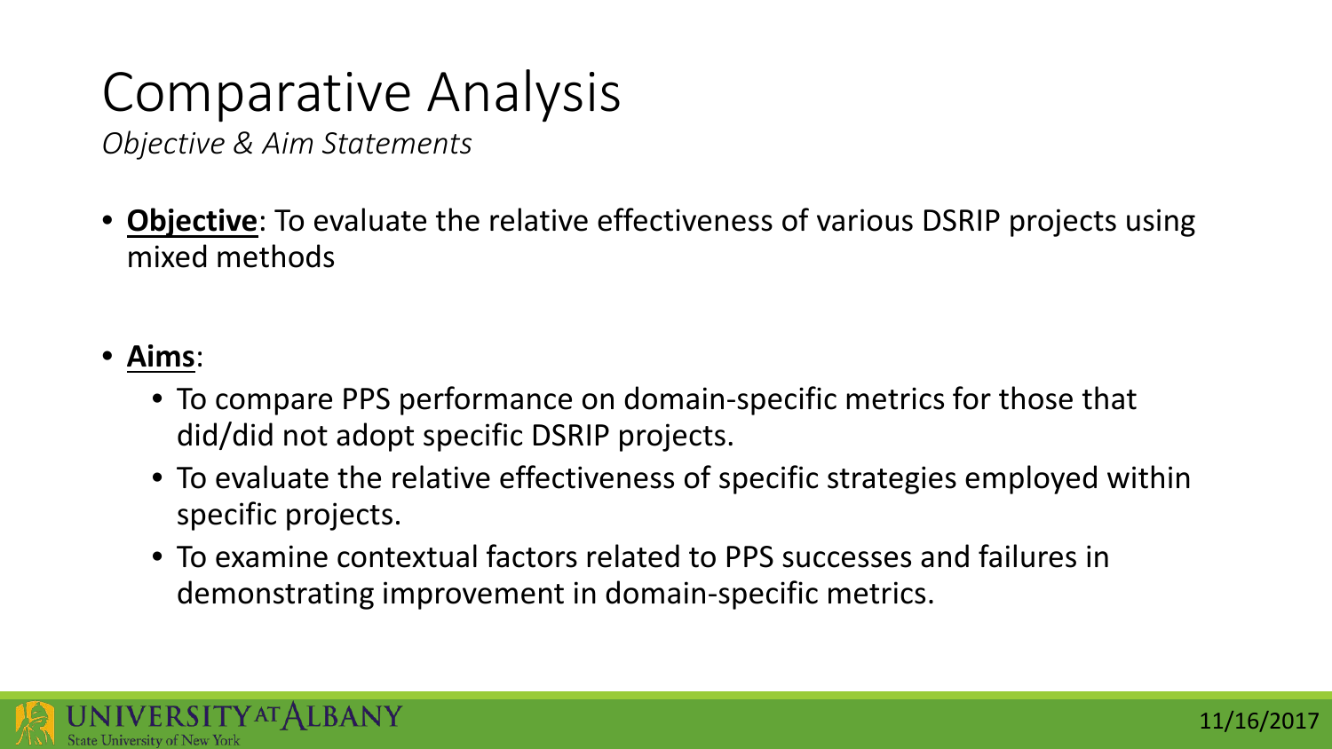# Comparative Analysis

*Objective & Aim Statements*

- **Objective**: To evaluate the relative effectiveness of various DSRIP projects using mixed methods

- **Aims**:
  - To compare PPS performance on domain-specific metrics for those that did/did not adopt specific DSRIP projects.
  - To evaluate the relative effectiveness of specific strategies employed within specific projects.
  - To examine contextual factors related to PPS successes and failures in demonstrating improvement in domain-specific metrics.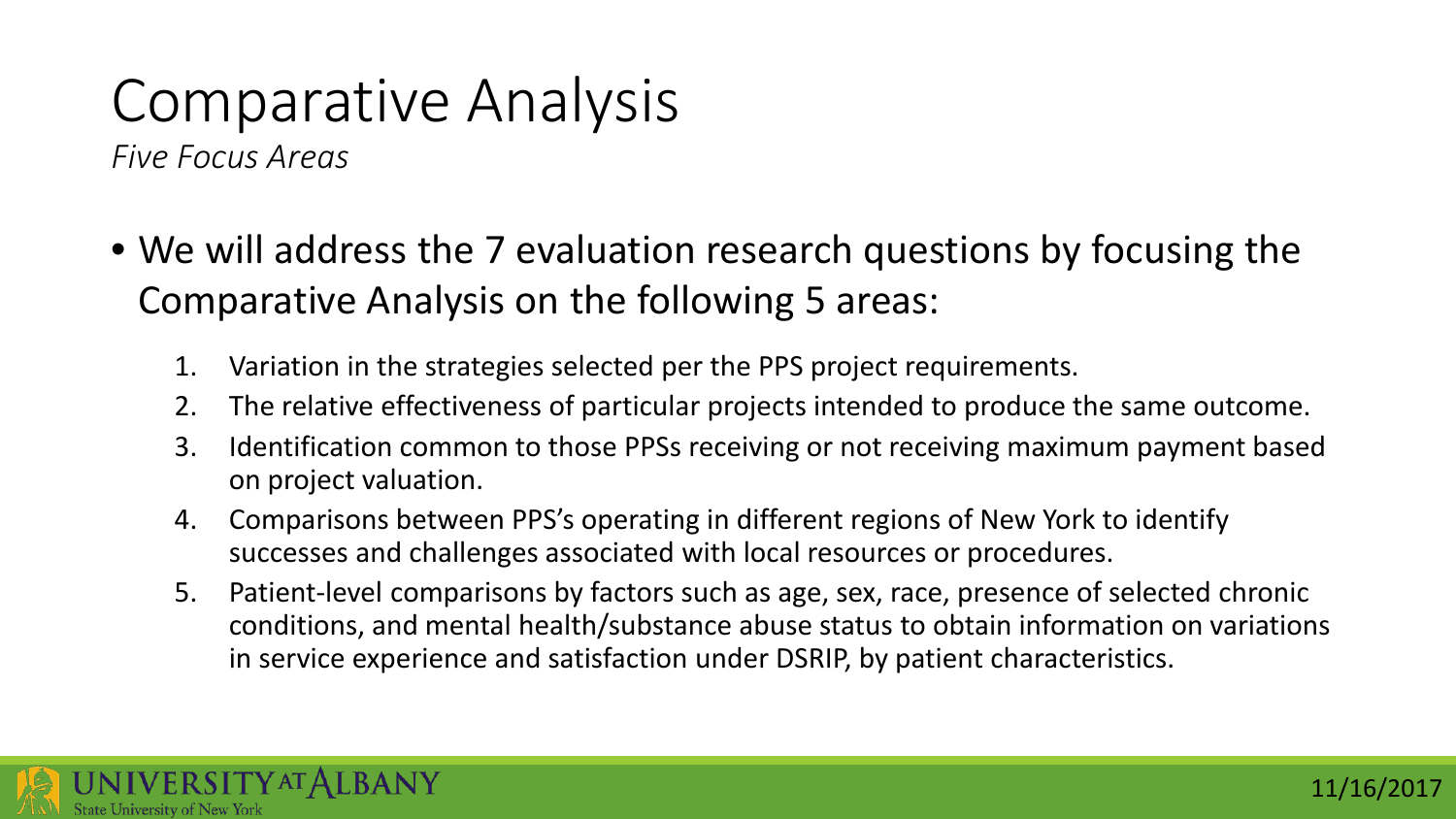# Comparative Analysis

*Five Focus Areas*

- We will address the 7 evaluation research questions by focusing the Comparative Analysis on the following 5 areas:
  1. Variation in the strategies selected per the PPS project requirements.
  2. The relative effectiveness of particular projects intended to produce the same outcome.
  3. Identification common to those PPSs receiving or not receiving maximum payment based on project valuation.
  4. Comparisons between PPS's operating in different regions of New York to identify successes and challenges associated with local resources or procedures.
  5. Patient-level comparisons by factors such as age, sex, race, presence of selected chronic conditions, and mental health/substance abuse status to obtain information on variations in service experience and satisfaction under DSRIP, by patient characteristics.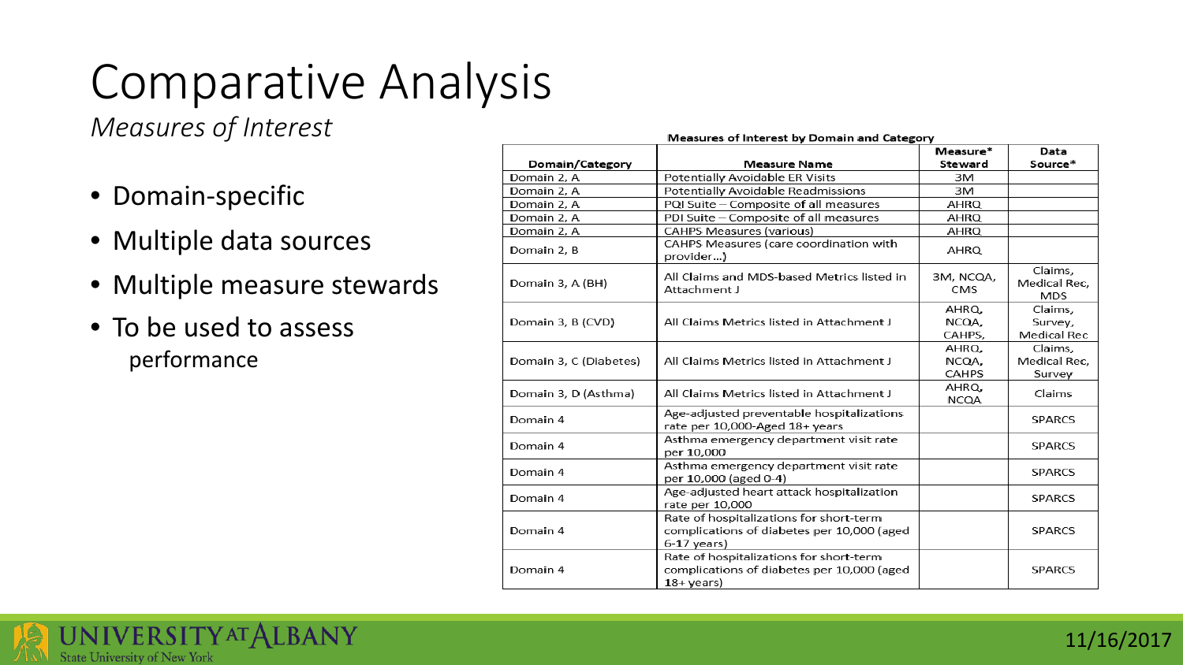# Comparative Analysis

*Measures of Interest*

- Domain-specific
- Multiple data sources
- Multiple measure stewards
- To be used to assess performance

**Measures of Interest by Domain and Category**

| Domain/Category | Measure Name | Measure* Steward | Data Source* |
|---|---|---|---|
| Domain 2, A | Potentially Avoidable ER Visits | 3M | |
| Domain 2, A | Potentially Avoidable Readmissions | 3M | |
| Domain 2, A | PQI Suite – Composite of all measures | AHRQ | |
| Domain 2, A | PDI Suite – Composite of all measures | AHRQ | |
| Domain 2, A | CAHPS Measures (various) | AHRQ | |
| Domain 2, B | CAHPS Measures (care coordination with provider…) | AHRQ | |
| Domain 3, A (BH) | All Claims and MDS-based Metrics listed in Attachment J | 3M, NCQA, CMS | Claims, Medical Rec, MDS |
| Domain 3, B (CVD) | All Claims Metrics listed in Attachment J | AHRQ, NCQA, CAHPS, | Claims, Survey, Medical Rec |
| Domain 3, C (Diabetes) | All Claims Metrics listed in Attachment J | AHRQ, NCQA, CAHPS | Claims, Medical Rec, Survey |
| Domain 3, D (Asthma) | All Claims Metrics listed in Attachment J | AHRQ, NCQA | Claims |
| Domain 4 | Age-adjusted preventable hospitalizations rate per 10,000-Aged 18+ years | | SPARCS |
| Domain 4 | Asthma emergency department visit rate per 10,000 | | SPARCS |
| Domain 4 | Asthma emergency department visit rate per 10,000 (aged 0-4) | | SPARCS |
| Domain 4 | Age-adjusted heart attack hospitalization rate per 10,000 | | SPARCS |
| Domain 4 | Rate of hospitalizations for short-term complications of diabetes per 10,000 (aged 6-17 years) | | SPARCS |
| Domain 4 | Rate of hospitalizations for short-term complications of diabetes per 10,000 (aged 18+ years) | | SPARCS |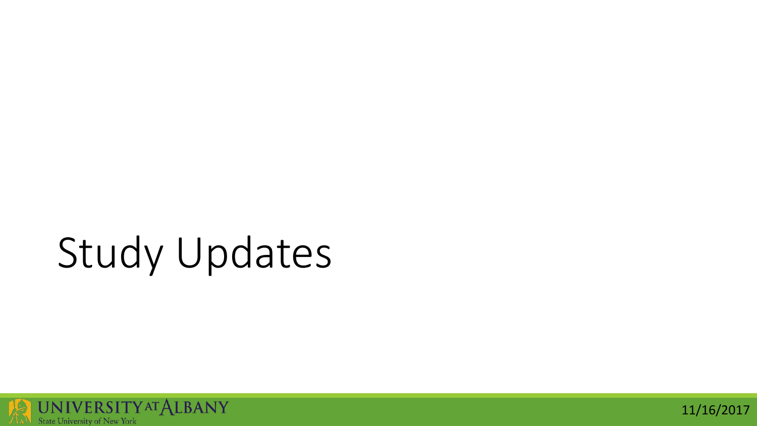# Study Updates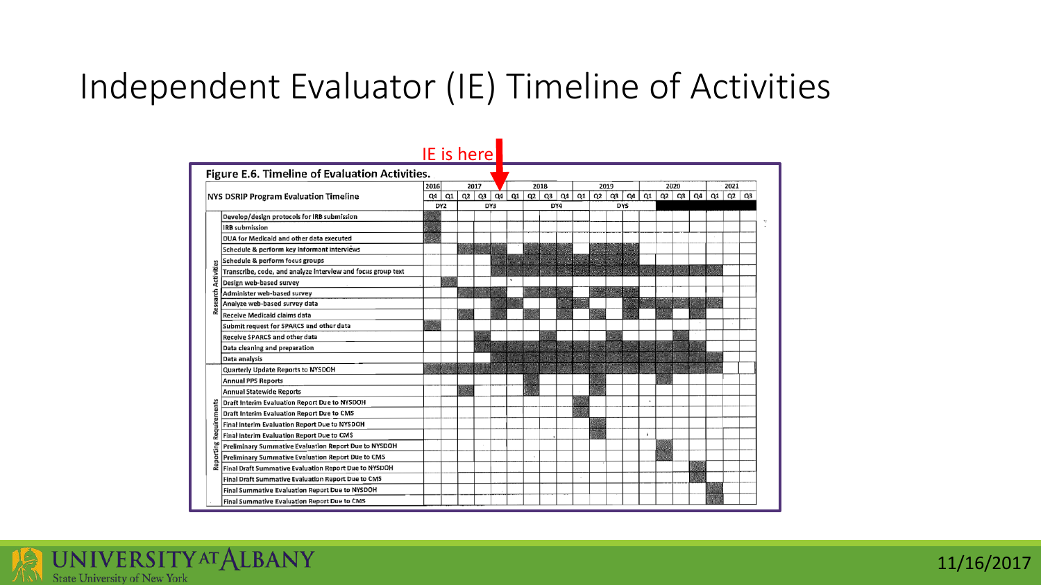# Independent Evaluator (IE) Timeline of Activities

IE is here

**Figure E.6. Timeline of Evaluation Activities.**

| NYS DSRIP Program Evaluation Timeline | | 2016 | 2017 | | | | 2018 | | | | 2019 | | | | 2020 | | | | 2021 | | |
|---|---|---|---|---|---|---|---|---|---|---|---|---|---|---|---|---|---|---|---|---|---|
| | | Q4 | Q1 | Q2 | Q3 | Q4 | Q1 | Q2 | Q3 | Q4 | Q1 | Q2 | Q3 | Q4 | Q1 | Q2 | Q3 | Q4 | Q1 | Q2 | Q3 |
| | | DY2 | | DY3 | | | | DY4 | | | | DY5 | | | | | | | | | |
| Research Activities | Develop/design protocols for IRB submission | | | | | | | | | | | | | | | | | | | | |
| | IRB submission | | | | | | | | | | | | | | | | | | | | |
| | DUA for Medicaid and other data executed | | | | | | | | | | | | | | | | | | | | |
| | Schedule & perform key informant interviews | | | | | | | | | | | | | | | | | | | | |
| | Schedule & perform focus groups | | | | | | | | | | | | | | | | | | | | |
| | Transcribe, code, and analyze interview and focus group text | | | | | | | | | | | | | | | | | | | | |
| | Design web-based survey | | | | | | | | | | | | | | | | | | | | |
| | Administer web-based survey | | | | | | | | | | | | | | | | | | | | |
| | Analyze web-based survey data | | | | | | | | | | | | | | | | | | | | |
| | Receive Medicaid claims data | | | | | | | | | | | | | | | | | | | | |
| | Submit request for SPARCS and other data | | | | | | | | | | | | | | | | | | | | |
| | Receive SPARCS and other data | | | | | | | | | | | | | | | | | | | | |
| | Data cleaning and preparation | | | | | | | | | | | | | | | | | | | | |
| | Data analysis | | | | | | | | | | | | | | | | | | | | |
| Reporting Requirements | Quarterly Update Reports to NYSDOH | | | | | | | | | | | | | | | | | | | | |
| | Annual PPS Reports | | | | | | | | | | | | | | | | | | | | |
| | Annual Statewide Reports | | | | | | | | | | | | | | | | | | | | |
| | Draft Interim Evaluation Report Due to NYSDOH | | | | | | | | | | | | | | | | | | | | |
| | Draft Interim Evaluation Report Due to CMS | | | | | | | | | | | | | | | | | | | | |
| | Final Interim Evaluation Report Due to NYSDOH | | | | | | | | | | | | | | | | | | | | |
| | Final Interim Evaluation Report Due to CMS | | | | | | | | | | | | | | | | | | | | |
| | Preliminary Summative Evaluation Report Due to NYSDOH | | | | | | | | | | | | | | | | | | | | |
| | Preliminary Summative Evaluation Report Due to CMS | | | | | | | | | | | | | | | | | | | | |
| | Final Draft Summative Evaluation Report Due to NYSDOH | | | | | | | | | | | | | | | | | | | | |
| | Final Draft Summative Evaluation Report Due to CMS | | | | | | | | | | | | | | | | | | | | |
| | Final Summative Evaluation Report Due to NYSDOH | | | | | | | | | | | | | | | | | | | | |
| | Final Summative Evaluation Report Due to CMS | | | | | | | | | | | | | | | | | | | | |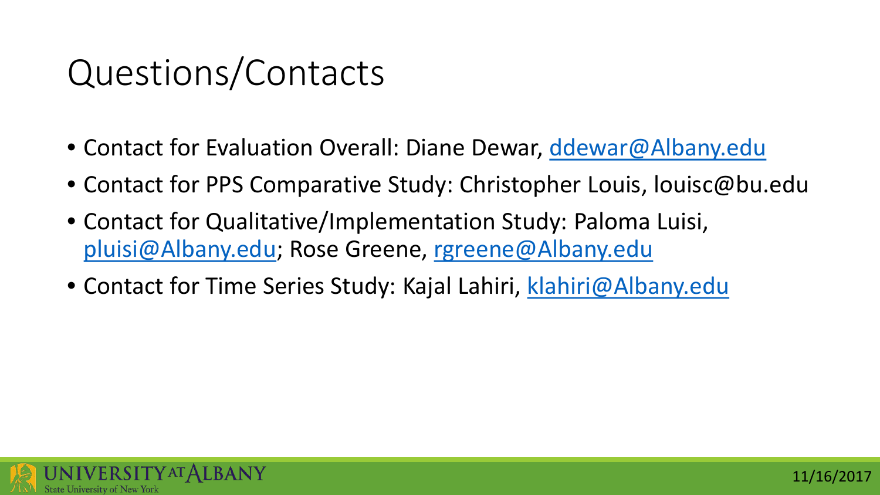# Questions/Contacts

- Contact for Evaluation Overall: Diane Dewar, ddewar@Albany.edu
- Contact for PPS Comparative Study: Christopher Louis, louisc@bu.edu
- Contact for Qualitative/Implementation Study: Paloma Luisi, pluisi@Albany.edu; Rose Greene, rgreene@Albany.edu
- Contact for Time Series Study: Kajal Lahiri, klahiri@Albany.edu